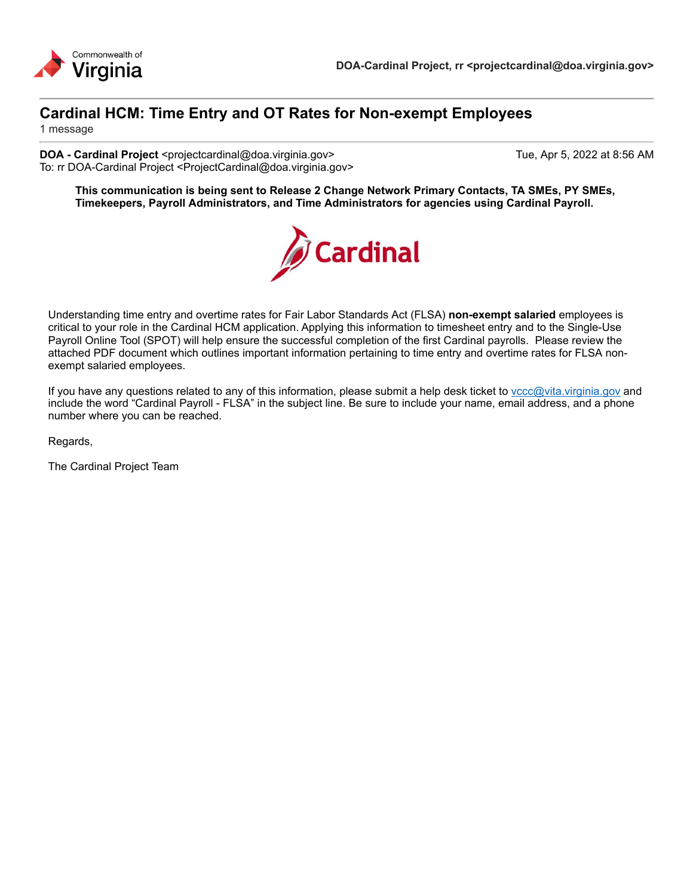DOA-Cardinal Project, rr <projectcardinal@doa.virginia.gov>

# Cardinal HCM: Time Entry and OT Rates for Non-exempt Employees

1 message

**DOA - Cardinal Project** <projectcardinal@doa.virginia.gov> Tue, Apr 5, 2022 at 8:56 AM
To: rr DOA-Cardinal Project <ProjectCardinal@doa.virginia.gov>

**This communication is being sent to Release 2 Change Network Primary Contacts, TA SMEs, PY SMEs, Timekeepers, Payroll Administrators, and Time Administrators for agencies using Cardinal Payroll.**

Understanding time entry and overtime rates for Fair Labor Standards Act (FLSA) **non-exempt salaried** employees is critical to your role in the Cardinal HCM application. Applying this information to timesheet entry and to the Single-Use Payroll Online Tool (SPOT) will help ensure the successful completion of the first Cardinal payrolls. Please review the attached PDF document which outlines important information pertaining to time entry and overtime rates for FLSA non-exempt salaried employees.

If you have any questions related to any of this information, please submit a help desk ticket to vccc@vita.virginia.gov and include the word "Cardinal Payroll - FLSA" in the subject line. Be sure to include your name, email address, and a phone number where you can be reached.

Regards,

The Cardinal Project Team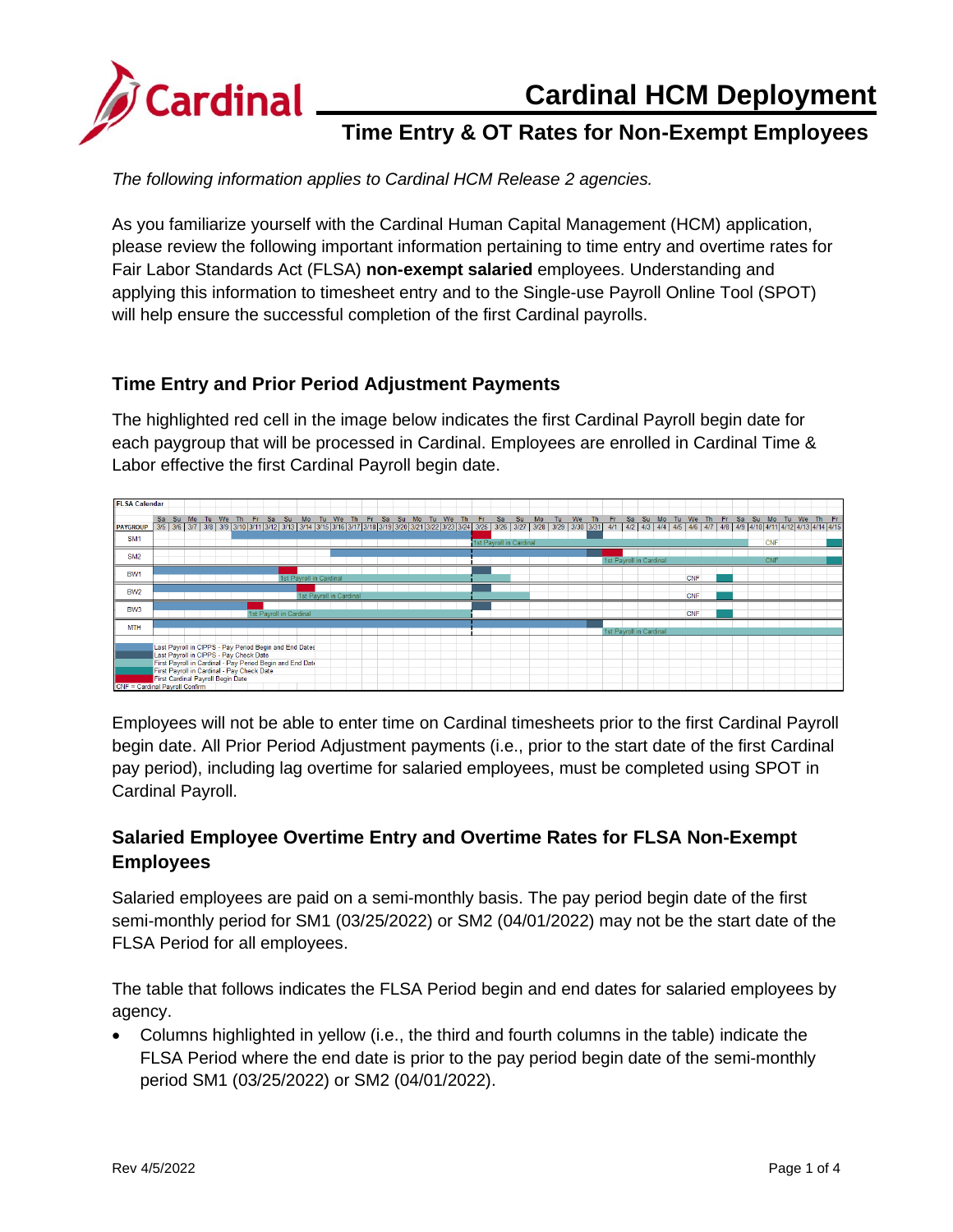# Cardinal HCM Deployment

## Time Entry & OT Rates for Non-Exempt Employees

*The following information applies to Cardinal HCM Release 2 agencies.*

As you familiarize yourself with the Cardinal Human Capital Management (HCM) application, please review the following important information pertaining to time entry and overtime rates for Fair Labor Standards Act (FLSA) **non-exempt salaried** employees. Understanding and applying this information to timesheet entry and to the Single-use Payroll Online Tool (SPOT) will help ensure the successful completion of the first Cardinal payrolls.

### Time Entry and Prior Period Adjustment Payments

The highlighted red cell in the image below indicates the first Cardinal Payroll begin date for each paygroup that will be processed in Cardinal. Employees are enrolled in Cardinal Time & Labor effective the first Cardinal Payroll begin date.

**FLSA Calendar**

| PAYGROUP | Notes |
|---|---|
| SM1 | 1st Payroll in Cardinal (3/25); CNF |
| SM2 | 1st Payroll in Cardinal (4/1); CNF |
| BW1 | 1st Payroll in Cardinal; CNF |
| BW2 | 1st Payroll in Cardinal; CNF |
| BW3 | 1st Payroll in Cardinal; CNF |
| MTH | 1st Payroll in Cardinal (4/1) |

Legend:
- Last Payroll in CIPPS - Pay Period Begin and End Dates
- Last Payroll in CIPPS - Pay Check Date
- First Payroll in Cardinal - Pay Period Begin and End Date
- First Payroll in Cardinal - Pay Check Date
- First Cardinal Payroll Begin Date
- CNF = Cardinal Payroll Confirm

Employees will not be able to enter time on Cardinal timesheets prior to the first Cardinal Payroll begin date. All Prior Period Adjustment payments (i.e., prior to the start date of the first Cardinal pay period), including lag overtime for salaried employees, must be completed using SPOT in Cardinal Payroll.

### Salaried Employee Overtime Entry and Overtime Rates for FLSA Non-Exempt Employees

Salaried employees are paid on a semi-monthly basis. The pay period begin date of the first semi-monthly period for SM1 (03/25/2022) or SM2 (04/01/2022) may not be the start date of the FLSA Period for all employees.

The table that follows indicates the FLSA Period begin and end dates for salaried employees by agency.

- Columns highlighted in yellow (i.e., the third and fourth columns in the table) indicate the FLSA Period where the end date is prior to the pay period begin date of the semi-monthly period SM1 (03/25/2022) or SM2 (04/01/2022).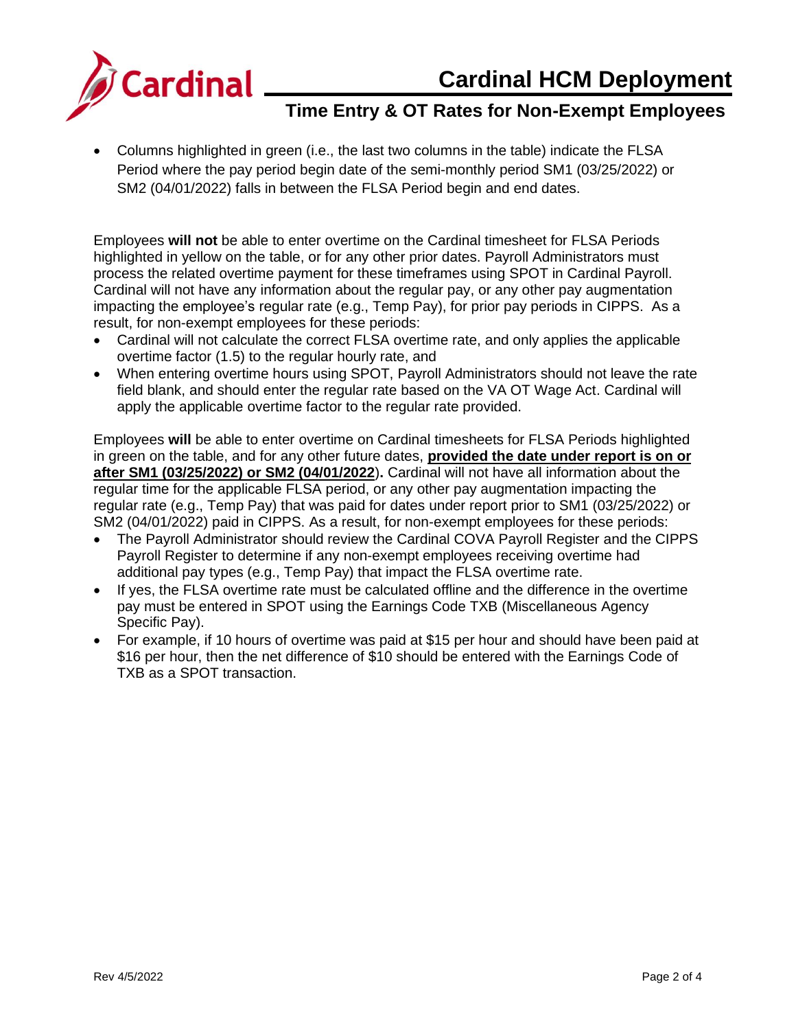- Columns highlighted in green (i.e., the last two columns in the table) indicate the FLSA Period where the pay period begin date of the semi-monthly period SM1 (03/25/2022) or SM2 (04/01/2022) falls in between the FLSA Period begin and end dates.

Employees **will not** be able to enter overtime on the Cardinal timesheet for FLSA Periods highlighted in yellow on the table, or for any other prior dates. Payroll Administrators must process the related overtime payment for these timeframes using SPOT in Cardinal Payroll. Cardinal will not have any information about the regular pay, or any other pay augmentation impacting the employee's regular rate (e.g., Temp Pay), for prior pay periods in CIPPS. As a result, for non-exempt employees for these periods:

- Cardinal will not calculate the correct FLSA overtime rate, and only applies the applicable overtime factor (1.5) to the regular hourly rate, and
- When entering overtime hours using SPOT, Payroll Administrators should not leave the rate field blank, and should enter the regular rate based on the VA OT Wage Act. Cardinal will apply the applicable overtime factor to the regular rate provided.

Employees **will** be able to enter overtime on Cardinal timesheets for FLSA Periods highlighted in green on the table, and for any other future dates, **provided the date under report is on or after SM1 (03/25/2022) or SM2 (04/01/2022**)**.** Cardinal will not have all information about the regular time for the applicable FLSA period, or any other pay augmentation impacting the regular rate (e.g., Temp Pay) that was paid for dates under report prior to SM1 (03/25/2022) or SM2 (04/01/2022) paid in CIPPS. As a result, for non-exempt employees for these periods:

- The Payroll Administrator should review the Cardinal COVA Payroll Register and the CIPPS Payroll Register to determine if any non-exempt employees receiving overtime had additional pay types (e.g., Temp Pay) that impact the FLSA overtime rate.
- If yes, the FLSA overtime rate must be calculated offline and the difference in the overtime pay must be entered in SPOT using the Earnings Code TXB (Miscellaneous Agency Specific Pay).
- For example, if 10 hours of overtime was paid at $15 per hour and should have been paid at $16 per hour, then the net difference of $10 should be entered with the Earnings Code of TXB as a SPOT transaction.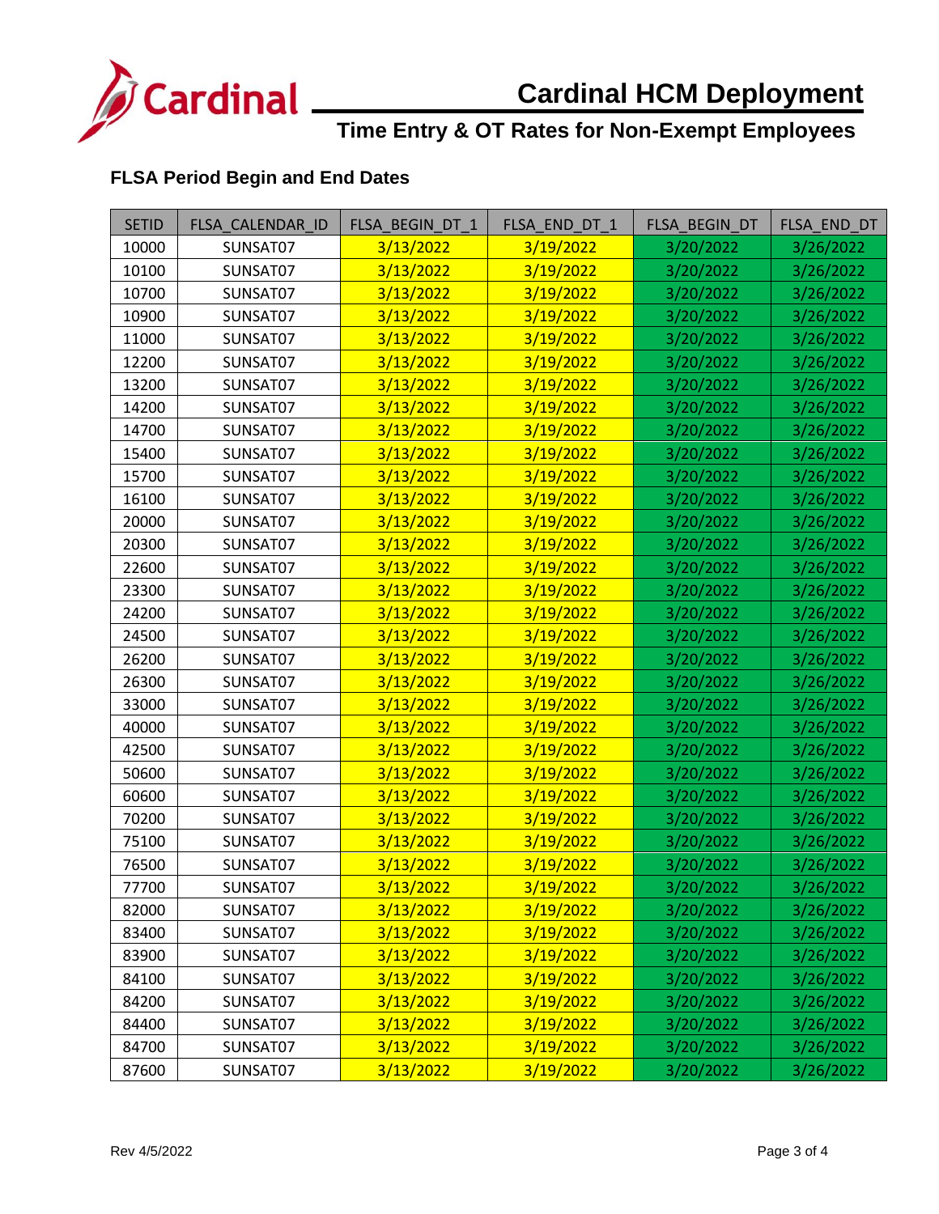# Cardinal HCM Deployment

## Time Entry & OT Rates for Non-Exempt Employees

### FLSA Period Begin and End Dates

| SETID | FLSA_CALENDAR_ID | FLSA_BEGIN_DT_1 | FLSA_END_DT_1 | FLSA_BEGIN_DT | FLSA_END_DT |
|---|---|---|---|---|---|
| 10000 | SUNSAT07 | 3/13/2022 | 3/19/2022 | 3/20/2022 | 3/26/2022 |
| 10100 | SUNSAT07 | 3/13/2022 | 3/19/2022 | 3/20/2022 | 3/26/2022 |
| 10700 | SUNSAT07 | 3/13/2022 | 3/19/2022 | 3/20/2022 | 3/26/2022 |
| 10900 | SUNSAT07 | 3/13/2022 | 3/19/2022 | 3/20/2022 | 3/26/2022 |
| 11000 | SUNSAT07 | 3/13/2022 | 3/19/2022 | 3/20/2022 | 3/26/2022 |
| 12200 | SUNSAT07 | 3/13/2022 | 3/19/2022 | 3/20/2022 | 3/26/2022 |
| 13200 | SUNSAT07 | 3/13/2022 | 3/19/2022 | 3/20/2022 | 3/26/2022 |
| 14200 | SUNSAT07 | 3/13/2022 | 3/19/2022 | 3/20/2022 | 3/26/2022 |
| 14700 | SUNSAT07 | 3/13/2022 | 3/19/2022 | 3/20/2022 | 3/26/2022 |
| 15400 | SUNSAT07 | 3/13/2022 | 3/19/2022 | 3/20/2022 | 3/26/2022 |
| 15700 | SUNSAT07 | 3/13/2022 | 3/19/2022 | 3/20/2022 | 3/26/2022 |
| 16100 | SUNSAT07 | 3/13/2022 | 3/19/2022 | 3/20/2022 | 3/26/2022 |
| 20000 | SUNSAT07 | 3/13/2022 | 3/19/2022 | 3/20/2022 | 3/26/2022 |
| 20300 | SUNSAT07 | 3/13/2022 | 3/19/2022 | 3/20/2022 | 3/26/2022 |
| 22600 | SUNSAT07 | 3/13/2022 | 3/19/2022 | 3/20/2022 | 3/26/2022 |
| 23300 | SUNSAT07 | 3/13/2022 | 3/19/2022 | 3/20/2022 | 3/26/2022 |
| 24200 | SUNSAT07 | 3/13/2022 | 3/19/2022 | 3/20/2022 | 3/26/2022 |
| 24500 | SUNSAT07 | 3/13/2022 | 3/19/2022 | 3/20/2022 | 3/26/2022 |
| 26200 | SUNSAT07 | 3/13/2022 | 3/19/2022 | 3/20/2022 | 3/26/2022 |
| 26300 | SUNSAT07 | 3/13/2022 | 3/19/2022 | 3/20/2022 | 3/26/2022 |
| 33000 | SUNSAT07 | 3/13/2022 | 3/19/2022 | 3/20/2022 | 3/26/2022 |
| 40000 | SUNSAT07 | 3/13/2022 | 3/19/2022 | 3/20/2022 | 3/26/2022 |
| 42500 | SUNSAT07 | 3/13/2022 | 3/19/2022 | 3/20/2022 | 3/26/2022 |
| 50600 | SUNSAT07 | 3/13/2022 | 3/19/2022 | 3/20/2022 | 3/26/2022 |
| 60600 | SUNSAT07 | 3/13/2022 | 3/19/2022 | 3/20/2022 | 3/26/2022 |
| 70200 | SUNSAT07 | 3/13/2022 | 3/19/2022 | 3/20/2022 | 3/26/2022 |
| 75100 | SUNSAT07 | 3/13/2022 | 3/19/2022 | 3/20/2022 | 3/26/2022 |
| 76500 | SUNSAT07 | 3/13/2022 | 3/19/2022 | 3/20/2022 | 3/26/2022 |
| 77700 | SUNSAT07 | 3/13/2022 | 3/19/2022 | 3/20/2022 | 3/26/2022 |
| 82000 | SUNSAT07 | 3/13/2022 | 3/19/2022 | 3/20/2022 | 3/26/2022 |
| 83400 | SUNSAT07 | 3/13/2022 | 3/19/2022 | 3/20/2022 | 3/26/2022 |
| 83900 | SUNSAT07 | 3/13/2022 | 3/19/2022 | 3/20/2022 | 3/26/2022 |
| 84100 | SUNSAT07 | 3/13/2022 | 3/19/2022 | 3/20/2022 | 3/26/2022 |
| 84200 | SUNSAT07 | 3/13/2022 | 3/19/2022 | 3/20/2022 | 3/26/2022 |
| 84400 | SUNSAT07 | 3/13/2022 | 3/19/2022 | 3/20/2022 | 3/26/2022 |
| 84700 | SUNSAT07 | 3/13/2022 | 3/19/2022 | 3/20/2022 | 3/26/2022 |
| 87600 | SUNSAT07 | 3/13/2022 | 3/19/2022 | 3/20/2022 | 3/26/2022 |

Rev 4/5/2022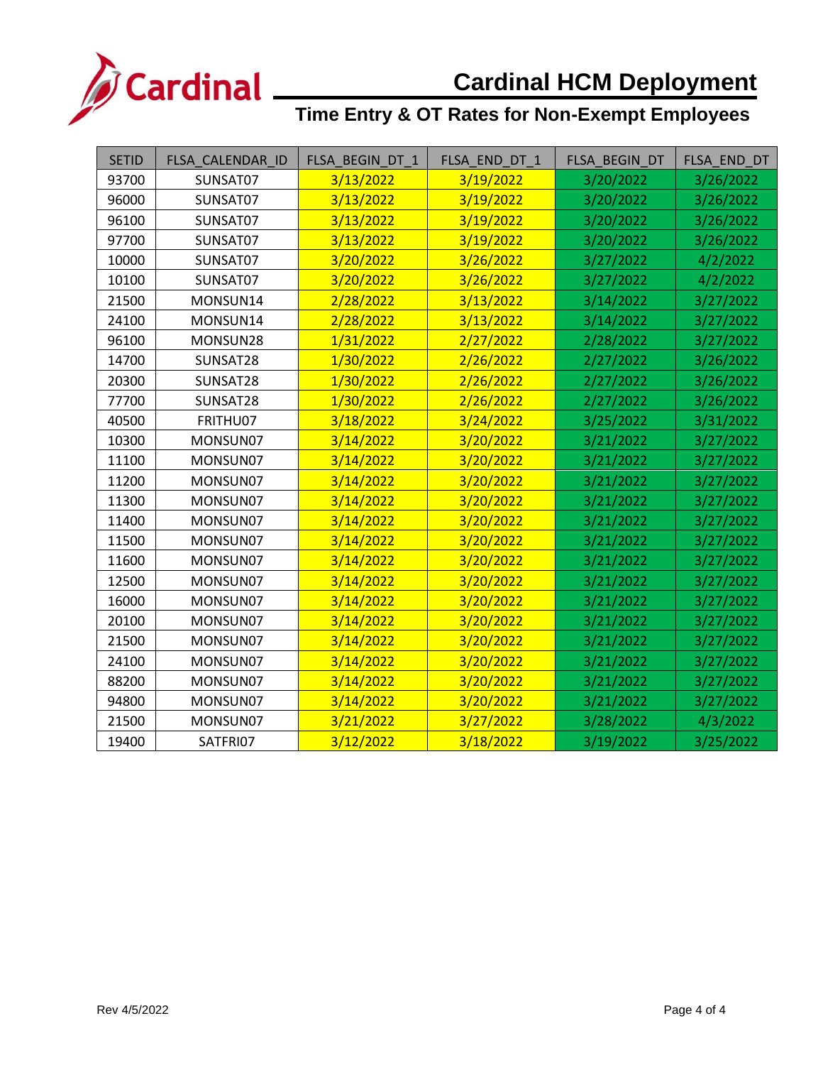| SETID | FLSA_CALENDAR_ID | FLSA_BEGIN_DT_1 | FLSA_END_DT_1 | FLSA_BEGIN_DT | FLSA_END_DT |
|---|---|---|---|---|---|
| 93700 | SUNSAT07 | 3/13/2022 | 3/19/2022 | 3/20/2022 | 3/26/2022 |
| 96000 | SUNSAT07 | 3/13/2022 | 3/19/2022 | 3/20/2022 | 3/26/2022 |
| 96100 | SUNSAT07 | 3/13/2022 | 3/19/2022 | 3/20/2022 | 3/26/2022 |
| 97700 | SUNSAT07 | 3/13/2022 | 3/19/2022 | 3/20/2022 | 3/26/2022 |
| 10000 | SUNSAT07 | 3/20/2022 | 3/26/2022 | 3/27/2022 | 4/2/2022 |
| 10100 | SUNSAT07 | 3/20/2022 | 3/26/2022 | 3/27/2022 | 4/2/2022 |
| 21500 | MONSUN14 | 2/28/2022 | 3/13/2022 | 3/14/2022 | 3/27/2022 |
| 24100 | MONSUN14 | 2/28/2022 | 3/13/2022 | 3/14/2022 | 3/27/2022 |
| 96100 | MONSUN28 | 1/31/2022 | 2/27/2022 | 2/28/2022 | 3/27/2022 |
| 14700 | SUNSAT28 | 1/30/2022 | 2/26/2022 | 2/27/2022 | 3/26/2022 |
| 20300 | SUNSAT28 | 1/30/2022 | 2/26/2022 | 2/27/2022 | 3/26/2022 |
| 77700 | SUNSAT28 | 1/30/2022 | 2/26/2022 | 2/27/2022 | 3/26/2022 |
| 40500 | FRITHU07 | 3/18/2022 | 3/24/2022 | 3/25/2022 | 3/31/2022 |
| 10300 | MONSUN07 | 3/14/2022 | 3/20/2022 | 3/21/2022 | 3/27/2022 |
| 11100 | MONSUN07 | 3/14/2022 | 3/20/2022 | 3/21/2022 | 3/27/2022 |
| 11200 | MONSUN07 | 3/14/2022 | 3/20/2022 | 3/21/2022 | 3/27/2022 |
| 11300 | MONSUN07 | 3/14/2022 | 3/20/2022 | 3/21/2022 | 3/27/2022 |
| 11400 | MONSUN07 | 3/14/2022 | 3/20/2022 | 3/21/2022 | 3/27/2022 |
| 11500 | MONSUN07 | 3/14/2022 | 3/20/2022 | 3/21/2022 | 3/27/2022 |
| 11600 | MONSUN07 | 3/14/2022 | 3/20/2022 | 3/21/2022 | 3/27/2022 |
| 12500 | MONSUN07 | 3/14/2022 | 3/20/2022 | 3/21/2022 | 3/27/2022 |
| 16000 | MONSUN07 | 3/14/2022 | 3/20/2022 | 3/21/2022 | 3/27/2022 |
| 20100 | MONSUN07 | 3/14/2022 | 3/20/2022 | 3/21/2022 | 3/27/2022 |
| 21500 | MONSUN07 | 3/14/2022 | 3/20/2022 | 3/21/2022 | 3/27/2022 |
| 24100 | MONSUN07 | 3/14/2022 | 3/20/2022 | 3/21/2022 | 3/27/2022 |
| 88200 | MONSUN07 | 3/14/2022 | 3/20/2022 | 3/21/2022 | 3/27/2022 |
| 94800 | MONSUN07 | 3/14/2022 | 3/20/2022 | 3/21/2022 | 3/27/2022 |
| 21500 | MONSUN07 | 3/21/2022 | 3/27/2022 | 3/28/2022 | 4/3/2022 |
| 19400 | SATFRI07 | 3/12/2022 | 3/18/2022 | 3/19/2022 | 3/25/2022 |